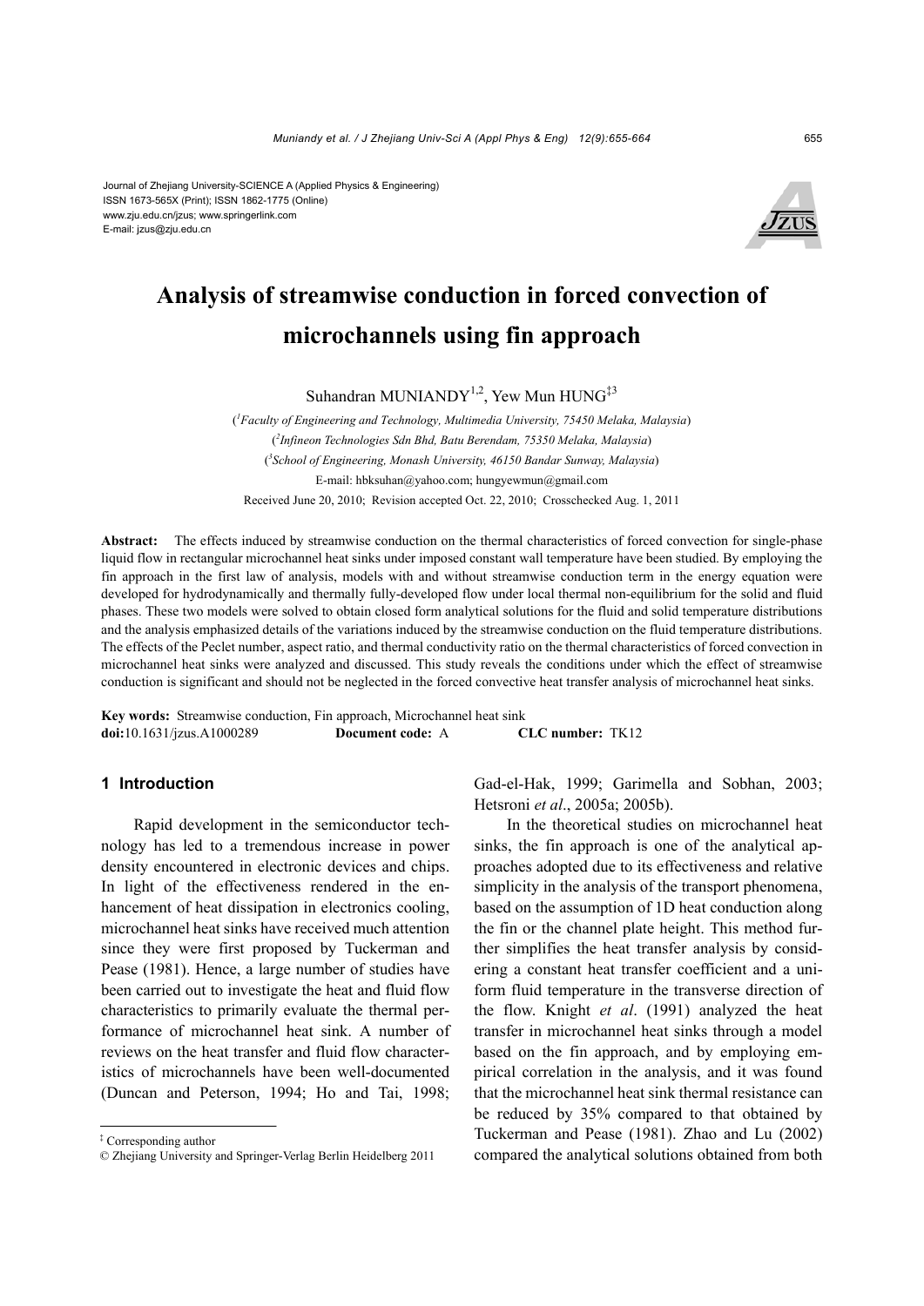Journal of Zhejiang University-SCIENCE A (Applied Physics & Engineering)
ISSN 1673-565X (Print); ISSN 1862-1775 (Online)
www.zju.edu.cn/jzus; www.springerlink.com
E-mail: jzus@zju.edu.cn

# Analysis of streamwise conduction in forced convection of microchannels using fin approach

Suhandran MUNIANDY[1,2], Yew Mun HUNG[‡3]

([1]Faculty of Engineering and Technology, Multimedia University, 75450 Melaka, Malaysia)
([2]Infineon Technologies Sdn Bhd, Batu Berendam, 75350 Melaka, Malaysia)
([3]School of Engineering, Monash University, 46150 Bandar Sunway, Malaysia)
E-mail: hbksuhan@yahoo.com; hungyewmun@gmail.com
Received June 20, 2010; Revision accepted Oct. 22, 2010; Crosschecked Aug. 1, 2011

**Abstract:** The effects induced by streamwise conduction on the thermal characteristics of forced convection for single-phase liquid flow in rectangular microchannel heat sinks under imposed constant wall temperature have been studied. By employing the fin approach in the first law of analysis, models with and without streamwise conduction term in the energy equation were developed for hydrodynamically and thermally fully-developed flow under local thermal non-equilibrium for the solid and fluid phases. These two models were solved to obtain closed form analytical solutions for the fluid and solid temperature distributions and the analysis emphasized details of the variations induced by the streamwise conduction on the fluid temperature distributions. The effects of the Peclet number, aspect ratio, and thermal conductivity ratio on the thermal characteristics of forced convection in microchannel heat sinks were analyzed and discussed. This study reveals the conditions under which the effect of streamwise conduction is significant and should not be neglected in the forced convective heat transfer analysis of microchannel heat sinks.

**Key words:** Streamwise conduction, Fin approach, Microchannel heat sink
**doi:**10.1631/jzus.A1000289 **Document code:** A **CLC number:** TK12

## 1 Introduction

Rapid development in the semiconductor technology has led to a tremendous increase in power density encountered in electronic devices and chips. In light of the effectiveness rendered in the enhancement of heat dissipation in electronics cooling, microchannel heat sinks have received much attention since they were first proposed by Tuckerman and Pease (1981). Hence, a large number of studies have been carried out to investigate the heat and fluid flow characteristics to primarily evaluate the thermal performance of microchannel heat sink. A number of reviews on the heat transfer and fluid flow characteristics of microchannels have been well-documented (Duncan and Peterson, 1994; Ho and Tai, 1998; Gad-el-Hak, 1999; Garimella and Sobhan, 2003; Hetsroni *et al*., 2005a; 2005b).

In the theoretical studies on microchannel heat sinks, the fin approach is one of the analytical approaches adopted due to its effectiveness and relative simplicity in the analysis of the transport phenomena, based on the assumption of 1D heat conduction along the fin or the channel plate height. This method further simplifies the heat transfer analysis by considering a constant heat transfer coefficient and a uniform fluid temperature in the transverse direction of the flow. Knight *et al*. (1991) analyzed the heat transfer in microchannel heat sinks through a model based on the fin approach, and by employing empirical correlation in the analysis, and it was found that the microchannel heat sink thermal resistance can be reduced by 35% compared to that obtained by Tuckerman and Pease (1981). Zhao and Lu (2002) compared the analytical solutions obtained from both

‡ Corresponding author
© Zhejiang University and Springer-Verlag Berlin Heidelberg 2011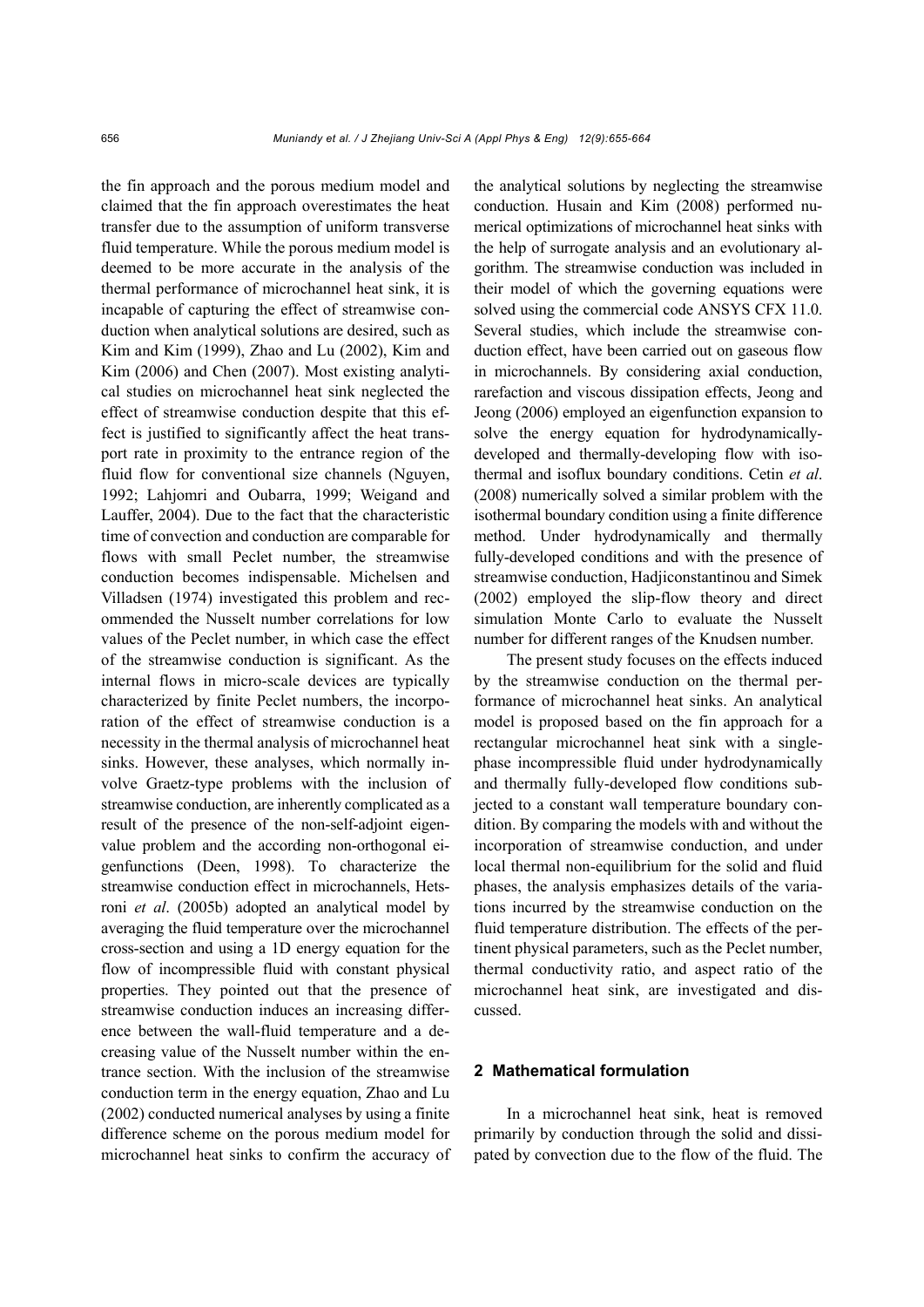the fin approach and the porous medium model and claimed that the fin approach overestimates the heat transfer due to the assumption of uniform transverse fluid temperature. While the porous medium model is deemed to be more accurate in the analysis of the thermal performance of microchannel heat sink, it is incapable of capturing the effect of streamwise conduction when analytical solutions are desired, such as Kim and Kim (1999), Zhao and Lu (2002), Kim and Kim (2006) and Chen (2007). Most existing analytical studies on microchannel heat sink neglected the effect of streamwise conduction despite that this effect is justified to significantly affect the heat transport rate in proximity to the entrance region of the fluid flow for conventional size channels (Nguyen, 1992; Lahjomri and Oubarra, 1999; Weigand and Lauffer, 2004). Due to the fact that the characteristic time of convection and conduction are comparable for flows with small Peclet number, the streamwise conduction becomes indispensable. Michelsen and Villadsen (1974) investigated this problem and recommended the Nusselt number correlations for low values of the Peclet number, in which case the effect of the streamwise conduction is significant. As the internal flows in micro-scale devices are typically characterized by finite Peclet numbers, the incorporation of the effect of streamwise conduction is a necessity in the thermal analysis of microchannel heat sinks. However, these analyses, which normally involve Graetz-type problems with the inclusion of streamwise conduction, are inherently complicated as a result of the presence of the non-self-adjoint eigenvalue problem and the according non-orthogonal eigenfunctions (Deen, 1998). To characterize the streamwise conduction effect in microchannels, Hetsroni *et al*. (2005b) adopted an analytical model by averaging the fluid temperature over the microchannel cross-section and using a 1D energy equation for the flow of incompressible fluid with constant physical properties. They pointed out that the presence of streamwise conduction induces an increasing difference between the wall-fluid temperature and a decreasing value of the Nusselt number within the entrance section. With the inclusion of the streamwise conduction term in the energy equation, Zhao and Lu (2002) conducted numerical analyses by using a finite difference scheme on the porous medium model for microchannel heat sinks to confirm the accuracy of the analytical solutions by neglecting the streamwise conduction. Husain and Kim (2008) performed numerical optimizations of microchannel heat sinks with the help of surrogate analysis and an evolutionary algorithm. The streamwise conduction was included in their model of which the governing equations were solved using the commercial code ANSYS CFX 11.0. Several studies, which include the streamwise conduction effect, have been carried out on gaseous flow in microchannels. By considering axial conduction, rarefaction and viscous dissipation effects, Jeong and Jeong (2006) employed an eigenfunction expansion to solve the energy equation for hydrodynamically-developed and thermally-developing flow with isothermal and isoflux boundary conditions. Cetin *et al*. (2008) numerically solved a similar problem with the isothermal boundary condition using a finite difference method. Under hydrodynamically and thermally fully-developed conditions and with the presence of streamwise conduction, Hadjiconstantinou and Simek (2002) employed the slip-flow theory and direct simulation Monte Carlo to evaluate the Nusselt number for different ranges of the Knudsen number.

The present study focuses on the effects induced by the streamwise conduction on the thermal performance of microchannel heat sinks. An analytical model is proposed based on the fin approach for a rectangular microchannel heat sink with a single-phase incompressible fluid under hydrodynamically and thermally fully-developed flow conditions subjected to a constant wall temperature boundary condition. By comparing the models with and without the incorporation of streamwise conduction, and under local thermal non-equilibrium for the solid and fluid phases, the analysis emphasizes details of the variations incurred by the streamwise conduction on the fluid temperature distribution. The effects of the pertinent physical parameters, such as the Peclet number, thermal conductivity ratio, and aspect ratio of the microchannel heat sink, are investigated and discussed.

## 2 Mathematical formulation

In a microchannel heat sink, heat is removed primarily by conduction through the solid and dissipated by convection due to the flow of the fluid. The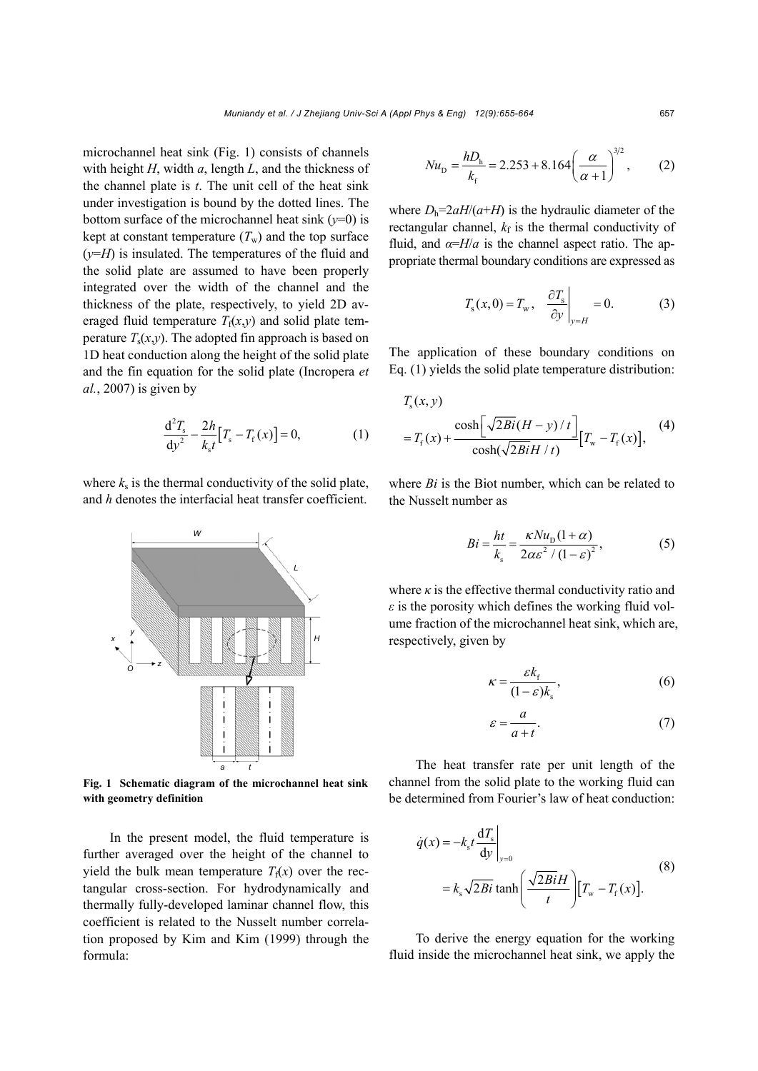microchannel heat sink (Fig. 1) consists of channels with height $H$, width $a$, length $L$, and the thickness of the channel plate is $t$. The unit cell of the heat sink under investigation is bound by the dotted lines. The bottom surface of the microchannel heat sink ($y$=0) is kept at constant temperature ($T_w$) and the top surface ($y$=$H$) is insulated. The temperatures of the fluid and the solid plate are assumed to have been properly integrated over the width of the channel and the thickness of the plate, respectively, to yield 2D averaged fluid temperature $T_f(x,y)$ and solid plate temperature $T_s(x,y)$. The adopted fin approach is based on 1D heat conduction along the height of the solid plate and the fin equation for the solid plate (Incropera *et al.*, 2007) is given by

$$\frac{\mathrm{d}^2 T_s}{\mathrm{d}y^2} - \frac{2h}{k_s t}\left[T_s - T_f(x)\right] = 0, \tag{1}$$

where $k_s$ is the thermal conductivity of the solid plate, and $h$ denotes the interfacial heat transfer coefficient.

**Fig. 1 Schematic diagram of the microchannel heat sink with geometry definition**

In the present model, the fluid temperature is further averaged over the height of the channel to yield the bulk mean temperature $T_f(x)$ over the rectangular cross-section. For hydrodynamically and thermally fully-developed laminar channel flow, this coefficient is related to the Nusselt number correlation proposed by Kim and Kim (1999) through the formula:

$$Nu_D = \frac{hD_h}{k_f} = 2.253 + 8.164\left(\frac{\alpha}{\alpha+1}\right)^{3/2}, \tag{2}$$

where $D_h$=$2aH/(a+H)$ is the hydraulic diameter of the rectangular channel, $k_f$ is the thermal conductivity of fluid, and $\alpha$=$H/a$ is the channel aspect ratio. The appropriate thermal boundary conditions are expressed as

$$T_s(x,0) = T_w, \quad \left.\frac{\partial T_s}{\partial y}\right|_{y=H} = 0. \tag{3}$$

The application of these boundary conditions on Eq. (1) yields the solid plate temperature distribution:

$$\begin{aligned} &T_s(x,y) \\ &= T_f(x) + \frac{\cosh\left[\sqrt{2Bi}(H-y)/t\right]}{\cosh(\sqrt{2Bi}H/t)}\left[T_w - T_f(x)\right], \end{aligned} \tag{4}$$

where $Bi$ is the Biot number, which can be related to the Nusselt number as

$$Bi = \frac{ht}{k_s} = \frac{\kappa Nu_D(1+\alpha)}{2\alpha\varepsilon^2/(1-\varepsilon)^2}, \tag{5}$$

where $\kappa$ is the effective thermal conductivity ratio and $\varepsilon$ is the porosity which defines the working fluid volume fraction of the microchannel heat sink, which are, respectively, given by

$$\kappa = \frac{\varepsilon k_f}{(1-\varepsilon)k_s}, \tag{6}$$

$$\varepsilon = \frac{a}{a+t}. \tag{7}$$

The heat transfer rate per unit length of the channel from the solid plate to the working fluid can be determined from Fourier's law of heat conduction:

$$\begin{aligned} \dot{q}(x) &= -k_s t \left.\frac{\mathrm{d}T_s}{\mathrm{d}y}\right|_{y=0} \\ &= k_s\sqrt{2Bi}\tanh\left(\frac{\sqrt{2Bi}H}{t}\right)\left[T_w - T_f(x)\right]. \end{aligned} \tag{8}$$

To derive the energy equation for the working fluid inside the microchannel heat sink, we apply the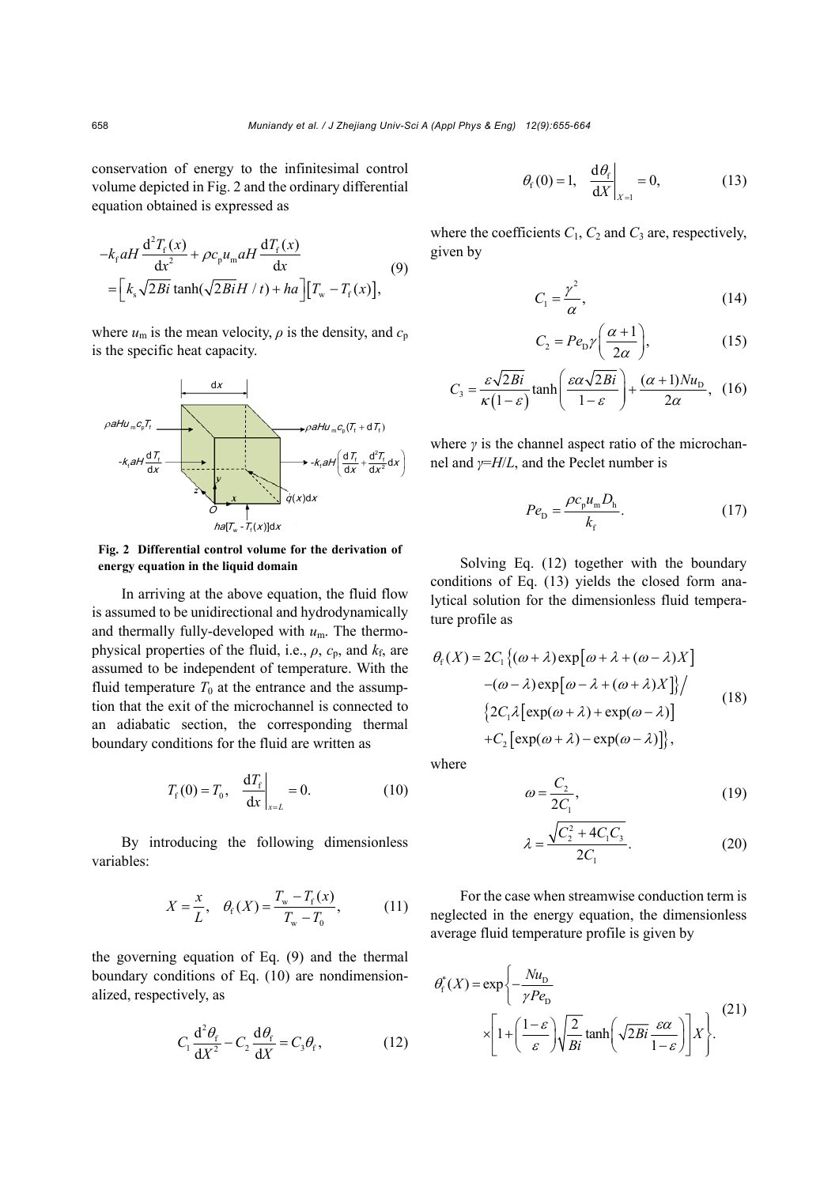conservation of energy to the infinitesimal control volume depicted in Fig. 2 and the ordinary differential equation obtained is expressed as

$$
\begin{aligned}
&-k_{\mathrm{f}} aH \frac{\mathrm{d}^2 T_{\mathrm{f}}(x)}{\mathrm{d}x^2} + \rho c_{\mathrm{p}} u_{\mathrm{m}} aH \frac{\mathrm{d}T_{\mathrm{f}}(x)}{\mathrm{d}x} \\
&= \left[ k_{\mathrm{s}} \sqrt{2Bi} \tanh(\sqrt{2Bi} H / t) + ha \right] \left[ T_{\mathrm{w}} - T_{\mathrm{f}}(x) \right],
\end{aligned}
\tag{9}
$$

where $u_{\mathrm{m}}$ is the mean velocity, $\rho$ is the density, and $c_{\mathrm{p}}$ is the specific heat capacity.

**Fig. 2 Differential control volume for the derivation of energy equation in the liquid domain**

In arriving at the above equation, the fluid flow is assumed to be unidirectional and hydrodynamically and thermally fully-developed with $u_{\mathrm{m}}$. The thermophysical properties of the fluid, i.e., $\rho$, $c_{\mathrm{p}}$, and $k_{\mathrm{f}}$, are assumed to be independent of temperature. With the fluid temperature $T_0$ at the entrance and the assumption that the exit of the microchannel is connected to an adiabatic section, the corresponding thermal boundary conditions for the fluid are written as

$$
T_{\mathrm{f}}(0) = T_0, \quad \left. \frac{\mathrm{d}T_{\mathrm{f}}}{\mathrm{d}x} \right|_{x=L} = 0. \tag{10}
$$

By introducing the following dimensionless variables:

$$
X = \frac{x}{L}, \quad \theta_{\mathrm{f}}(X) = \frac{T_{\mathrm{w}} - T_{\mathrm{f}}(x)}{T_{\mathrm{w}} - T_0}, \tag{11}
$$

the governing equation of Eq. (9) and the thermal boundary conditions of Eq. (10) are nondimensionalized, respectively, as

$$
C_1 \frac{\mathrm{d}^2 \theta_{\mathrm{f}}}{\mathrm{d}X^2} - C_2 \frac{\mathrm{d}\theta_{\mathrm{f}}}{\mathrm{d}X} = C_3 \theta_{\mathrm{f}}, \tag{12}
$$

$$
\theta_{\mathrm{f}}(0) = 1, \quad \left. \frac{\mathrm{d}\theta_{\mathrm{f}}}{\mathrm{d}X} \right|_{X=1} = 0, \tag{13}
$$

where the coefficients $C_1$, $C_2$ and $C_3$ are, respectively, given by

$$
C_1 = \frac{\gamma^2}{\alpha}, \tag{14}
$$

$$
C_2 = Pe_{\mathrm{D}} \gamma \left( \frac{\alpha + 1}{2\alpha} \right), \tag{15}
$$

$$
C_3 = \frac{\varepsilon \sqrt{2Bi}}{\kappa (1 - \varepsilon)} \tanh\left( \frac{\varepsilon \alpha \sqrt{2Bi}}{1 - \varepsilon} \right) + \frac{(\alpha + 1) Nu_{\mathrm{D}}}{2\alpha}, \tag{16}
$$

where $\gamma$ is the channel aspect ratio of the microchannel and $\gamma = H/L$, and the Peclet number is

$$
Pe_{\mathrm{D}} = \frac{\rho c_{\mathrm{p}} u_{\mathrm{m}} D_{\mathrm{h}}}{k_{\mathrm{f}}}. \tag{17}
$$

Solving Eq. (12) together with the boundary conditions of Eq. (13) yields the closed form analytical solution for the dimensionless fluid temperature profile as

$$
\begin{aligned}
\theta_{\mathrm{f}}(X) = 2C_1 &\left\{ (\omega + \lambda) \exp\left[ \omega + \lambda + (\omega - \lambda) X \right] \right. \\
&\left. - (\omega - \lambda) \exp\left[ \omega - \lambda + (\omega + \lambda) X \right] \right\} \Big/ \\
&\left\{ 2C_1 \lambda \left[ \exp(\omega + \lambda) + \exp(\omega - \lambda) \right] \right. \\
&\left. + C_2 \left[ \exp(\omega + \lambda) - \exp(\omega - \lambda) \right] \right\},
\end{aligned}
\tag{18}
$$

where

$$
\omega = \frac{C_2}{2C_1}, \tag{19}
$$

$$
\lambda = \frac{\sqrt{C_2^2 + 4C_1 C_3}}{2C_1}. \tag{20}
$$

For the case when streamwise conduction term is neglected in the energy equation, the dimensionless average fluid temperature profile is given by

$$
\begin{aligned}
\theta_{\mathrm{f}}^*(X) = \exp &\left\{ -\frac{Nu_{\mathrm{D}}}{\gamma Pe_{\mathrm{D}}} \right. \\
&\left. \times \left[ 1 + \left( \frac{1 - \varepsilon}{\varepsilon} \right) \sqrt{\frac{2}{Bi}} \tanh\left( \sqrt{2Bi} \frac{\varepsilon \alpha}{1 - \varepsilon} \right) \right] X \right\}.
\end{aligned}
\tag{21}
$$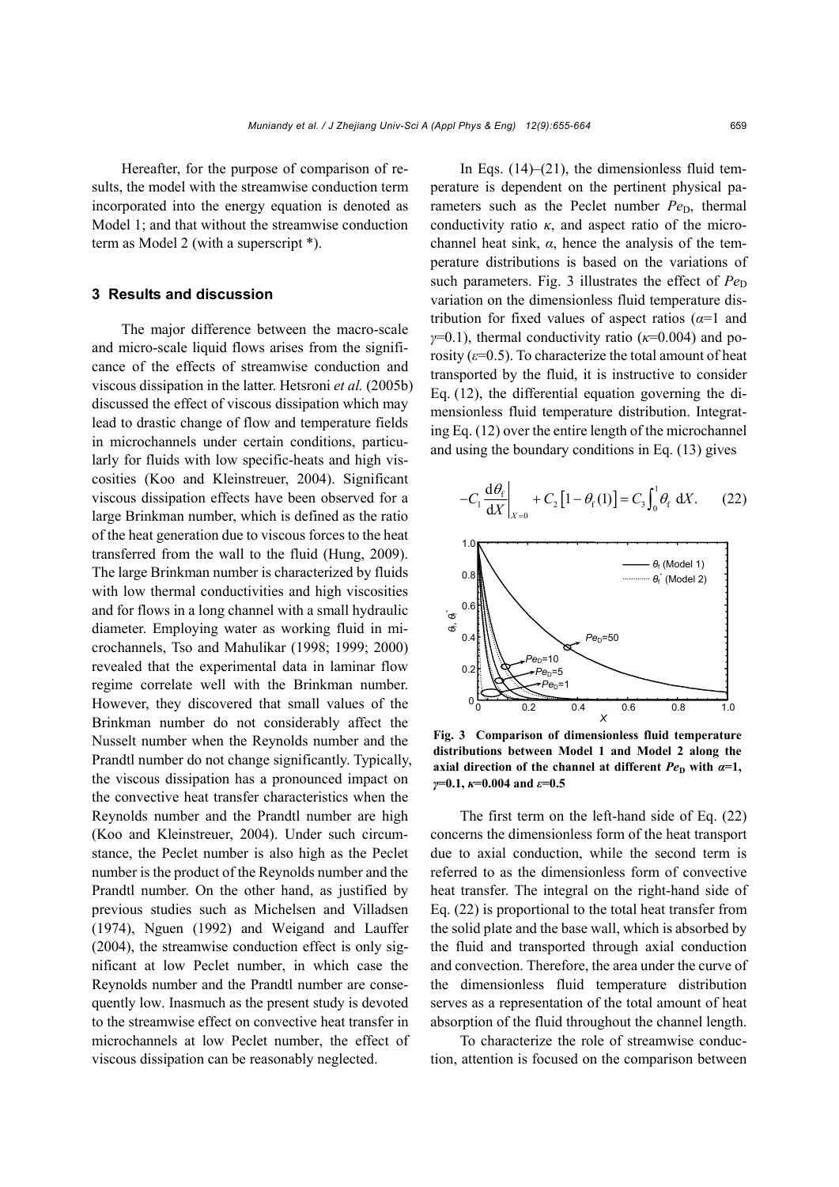Hereafter, for the purpose of comparison of results, the model with the streamwise conduction term incorporated into the energy equation is denoted as Model 1; and that without the streamwise conduction term as Model 2 (with a superscript *).

## 3 Results and discussion

The major difference between the macro-scale and micro-scale liquid flows arises from the significance of the effects of streamwise conduction and viscous dissipation in the latter. Hetsroni *et al.* (2005b) discussed the effect of viscous dissipation which may lead to drastic change of flow and temperature fields in microchannels under certain conditions, particularly for fluids with low specific-heats and high viscosities (Koo and Kleinstreuer, 2004). Significant viscous dissipation effects have been observed for a large Brinkman number, which is defined as the ratio of the heat generation due to viscous forces to the heat transferred from the wall to the fluid (Hung, 2009). The large Brinkman number is characterized by fluids with low thermal conductivities and high viscosities and for flows in a long channel with a small hydraulic diameter. Employing water as working fluid in microchannels, Tso and Mahulikar (1998; 1999; 2000) revealed that the experimental data in laminar flow regime correlate well with the Brinkman number. However, they discovered that small values of the Brinkman number do not considerably affect the Nusselt number when the Reynolds number and the Prandtl number do not change significantly. Typically, the viscous dissipation has a pronounced impact on the convective heat transfer characteristics when the Reynolds number and the Prandtl number are high (Koo and Kleinstreuer, 2004). Under such circumstance, the Peclet number is also high as the Peclet number is the product of the Reynolds number and the Prandtl number. On the other hand, as justified by previous studies such as Michelsen and Villadsen (1974), Nguen (1992) and Weigand and Lauffer (2004), the streamwise conduction effect is only significant at low Peclet number, in which case the Reynolds number and the Prandtl number are consequently low. Inasmuch as the present study is devoted to the streamwise effect on convective heat transfer in microchannels at low Peclet number, the effect of viscous dissipation can be reasonably neglected.

In Eqs. (14)–(21), the dimensionless fluid temperature is dependent on the pertinent physical parameters such as the Peclet number $Pe_D$, thermal conductivity ratio $\kappa$, and aspect ratio of the microchannel heat sink, $\alpha$, hence the analysis of the temperature distributions is based on the variations of such parameters. Fig. 3 illustrates the effect of $Pe_D$ variation on the dimensionless fluid temperature distribution for fixed values of aspect ratios ($\alpha$=1 and $\gamma$=0.1), thermal conductivity ratio ($\kappa$=0.004) and porosity ($\varepsilon$=0.5). To characterize the total amount of heat transported by the fluid, it is instructive to consider Eq. (12), the differential equation governing the dimensionless fluid temperature distribution. Integrating Eq. (12) over the entire length of the microchannel and using the boundary conditions in Eq. (13) gives

$$-C_1 \left.\frac{\mathrm{d}\theta_f}{\mathrm{d}X}\right|_{X=0} + C_2\left[1-\theta_f(1)\right] = C_3\int_0^1 \theta_f \,\mathrm{d}X. \tag{22}$$

**Fig. 3 Comparison of dimensionless fluid temperature distributions between Model 1 and Model 2 along the axial direction of the channel at different $Pe_D$ with $\alpha$=1, $\gamma$=0.1, $\kappa$=0.004 and $\varepsilon$=0.5**

The first term on the left-hand side of Eq. (22) concerns the dimensionless form of the heat transport due to axial conduction, while the second term is referred to as the dimensionless form of convective heat transfer. The integral on the right-hand side of Eq. (22) is proportional to the total heat transfer from the solid plate and the base wall, which is absorbed by the fluid and transported through axial conduction and convection. Therefore, the area under the curve of the dimensionless fluid temperature distribution serves as a representation of the total amount of heat absorption of the fluid throughout the channel length.

To characterize the role of streamwise conduction, attention is focused on the comparison between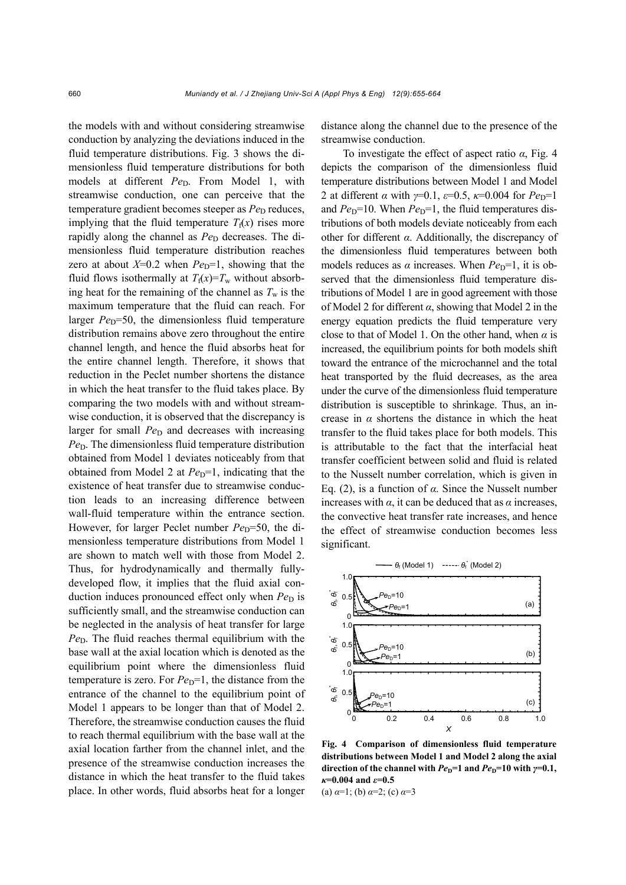the models with and without considering streamwise conduction by analyzing the deviations induced in the fluid temperature distributions. Fig. 3 shows the dimensionless fluid temperature distributions for both models at different $Pe_D$. From Model 1, with streamwise conduction, one can perceive that the temperature gradient becomes steeper as $Pe_D$ reduces, implying that the fluid temperature $T_f(x)$ rises more rapidly along the channel as $Pe_D$ decreases. The dimensionless fluid temperature distribution reaches zero at about $X$=0.2 when $Pe_D$=1, showing that the fluid flows isothermally at $T_f(x)=T_w$ without absorbing heat for the remaining of the channel as $T_w$ is the maximum temperature that the fluid can reach. For larger $Pe_D$=50, the dimensionless fluid temperature distribution remains above zero throughout the entire channel length, and hence the fluid absorbs heat for the entire channel length. Therefore, it shows that reduction in the Peclet number shortens the distance in which the heat transfer to the fluid takes place. By comparing the two models with and without streamwise conduction, it is observed that the discrepancy is larger for small $Pe_D$ and decreases with increasing $Pe_D$. The dimensionless fluid temperature distribution obtained from Model 1 deviates noticeably from that obtained from Model 2 at $Pe_D$=1, indicating that the existence of heat transfer due to streamwise conduction leads to an increasing difference between wall-fluid temperature within the entrance section. However, for larger Peclet number $Pe_D$=50, the dimensionless temperature distributions from Model 1 are shown to match well with those from Model 2. Thus, for hydrodynamically and thermally fully-developed flow, it implies that the fluid axial conduction induces pronounced effect only when $Pe_D$ is sufficiently small, and the streamwise conduction can be neglected in the analysis of heat transfer for large $Pe_D$. The fluid reaches thermal equilibrium with the base wall at the axial location which is denoted as the equilibrium point where the dimensionless fluid temperature is zero. For $Pe_D$=1, the distance from the entrance of the channel to the equilibrium point of Model 1 appears to be longer than that of Model 2. Therefore, the streamwise conduction causes the fluid to reach thermal equilibrium with the base wall at the axial location farther from the channel inlet, and the presence of the streamwise conduction increases the distance in which the heat transfer to the fluid takes place. In other words, fluid absorbs heat for a longer distance along the channel due to the presence of the streamwise conduction.

To investigate the effect of aspect ratio $\alpha$, Fig. 4 depicts the comparison of the dimensionless fluid temperature distributions between Model 1 and Model 2 at different $\alpha$ with $\gamma$=0.1, $\varepsilon$=0.5, $\kappa$=0.004 for $Pe_D$=1 and $Pe_D$=10. When $Pe_D$=1, the fluid temperatures distributions of both models deviate noticeably from each other for different $\alpha$. Additionally, the discrepancy of the dimensionless fluid temperatures between both models reduces as $\alpha$ increases. When $Pe_D$=1, it is observed that the dimensionless fluid temperature distributions of Model 1 are in good agreement with those of Model 2 for different $\alpha$, showing that Model 2 in the energy equation predicts the fluid temperature very close to that of Model 1. On the other hand, when $\alpha$ is increased, the equilibrium points for both models shift toward the entrance of the microchannel and the total heat transported by the fluid decreases, as the area under the curve of the dimensionless fluid temperature distribution is susceptible to shrinkage. Thus, an increase in $\alpha$ shortens the distance in which the heat transfer to the fluid takes place for both models. This is attributable to the fact that the interfacial heat transfer coefficient between solid and fluid is related to the Nusselt number correlation, which is given in Eq. (2), is a function of $\alpha$. Since the Nusselt number increases with $\alpha$, it can be deduced that as $\alpha$ increases, the convective heat transfer rate increases, and hence the effect of streamwise conduction becomes less significant.

**Fig. 4 Comparison of dimensionless fluid temperature distributions between Model 1 and Model 2 along the axial direction of the channel with $Pe_D$=1 and $Pe_D$=10 with $\gamma$=0.1, $\kappa$=0.004 and $\varepsilon$=0.5**

(a) $\alpha$=1; (b) $\alpha$=2; (c) $\alpha$=3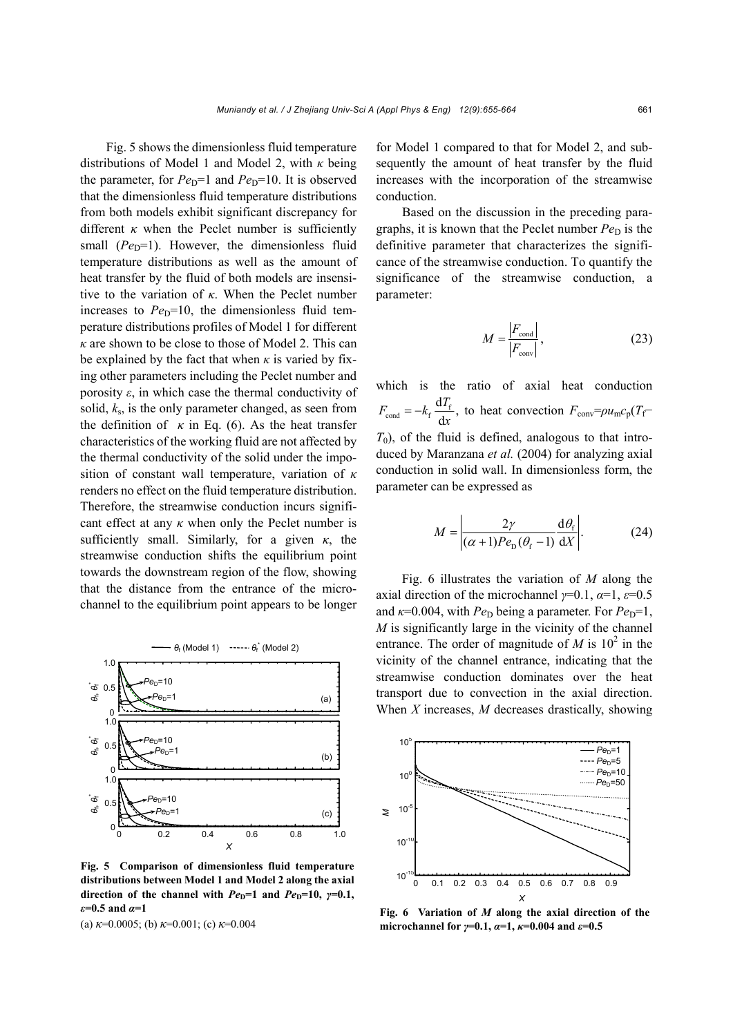Fig. 5 shows the dimensionless fluid temperature distributions of Model 1 and Model 2, with $\kappa$ being the parameter, for $Pe_D$=1 and $Pe_D$=10. It is observed that the dimensionless fluid temperature distributions from both models exhibit significant discrepancy for different $\kappa$ when the Peclet number is sufficiently small ($Pe_D$=1). However, the dimensionless fluid temperature distributions as well as the amount of heat transfer by the fluid of both models are insensitive to the variation of $\kappa$. When the Peclet number increases to $Pe_D$=10, the dimensionless fluid temperature distributions profiles of Model 1 for different $\kappa$ are shown to be close to those of Model 2. This can be explained by the fact that when $\kappa$ is varied by fixing other parameters including the Peclet number and porosity $\varepsilon$, in which case the thermal conductivity of solid, $k_s$, is the only parameter changed, as seen from the definition of $\kappa$ in Eq. (6). As the heat transfer characteristics of the working fluid are not affected by the thermal conductivity of the solid under the imposition of constant wall temperature, variation of $\kappa$ renders no effect on the fluid temperature distribution. Therefore, the streamwise conduction incurs significant effect at any $\kappa$ when only the Peclet number is sufficiently small. Similarly, for a given $\kappa$, the streamwise conduction shifts the equilibrium point towards the downstream region of the flow, showing that the distance from the entrance of the microchannel to the equilibrium point appears to be longer for Model 1 compared to that for Model 2, and subsequently the amount of heat transfer by the fluid increases with the incorporation of the streamwise conduction.

**Fig. 5 Comparison of dimensionless fluid temperature distributions between Model 1 and Model 2 along the axial direction of the channel with $Pe_D$=1 and $Pe_D$=10, $\gamma$=0.1, $\varepsilon$=0.5 and $\alpha$=1**

(a) $\kappa$=0.0005; (b) $\kappa$=0.001; (c) $\kappa$=0.004

Based on the discussion in the preceding paragraphs, it is known that the Peclet number $Pe_D$ is the definitive parameter that characterizes the significance of the streamwise conduction. To quantify the significance of the streamwise conduction, a parameter:

$$M = \frac{|F_{\text{cond}}|}{|F_{\text{conv}}|}, \tag{23}$$

which is the ratio of axial heat conduction $F_{\text{cond}} = -k_f \frac{dT_f}{dx}$, to heat convection $F_{\text{conv}}=\rho u_m c_p(T_f-T_0)$, of the fluid is defined, analogous to that introduced by Maranzana *et al.* (2004) for analyzing axial conduction in solid wall. In dimensionless form, the parameter can be expressed as

$$M = \left| \frac{2\gamma}{(\alpha+1)Pe_D(\theta_f - 1)} \frac{d\theta_f}{dX} \right|. \tag{24}$$

Fig. 6 illustrates the variation of $M$ along the axial direction of the microchannel $\gamma$=0.1, $\alpha$=1, $\varepsilon$=0.5 and $\kappa$=0.004, with $Pe_D$ being a parameter. For $Pe_D$=1, $M$ is significantly large in the vicinity of the channel entrance. The order of magnitude of $M$ is $10^2$ in the vicinity of the channel entrance, indicating that the streamwise conduction dominates over the heat transport due to convection in the axial direction. When $X$ increases, $M$ decreases drastically, showing

**Fig. 6 Variation of $M$ along the axial direction of the microchannel for $\gamma$=0.1, $\alpha$=1, $\kappa$=0.004 and $\varepsilon$=0.5**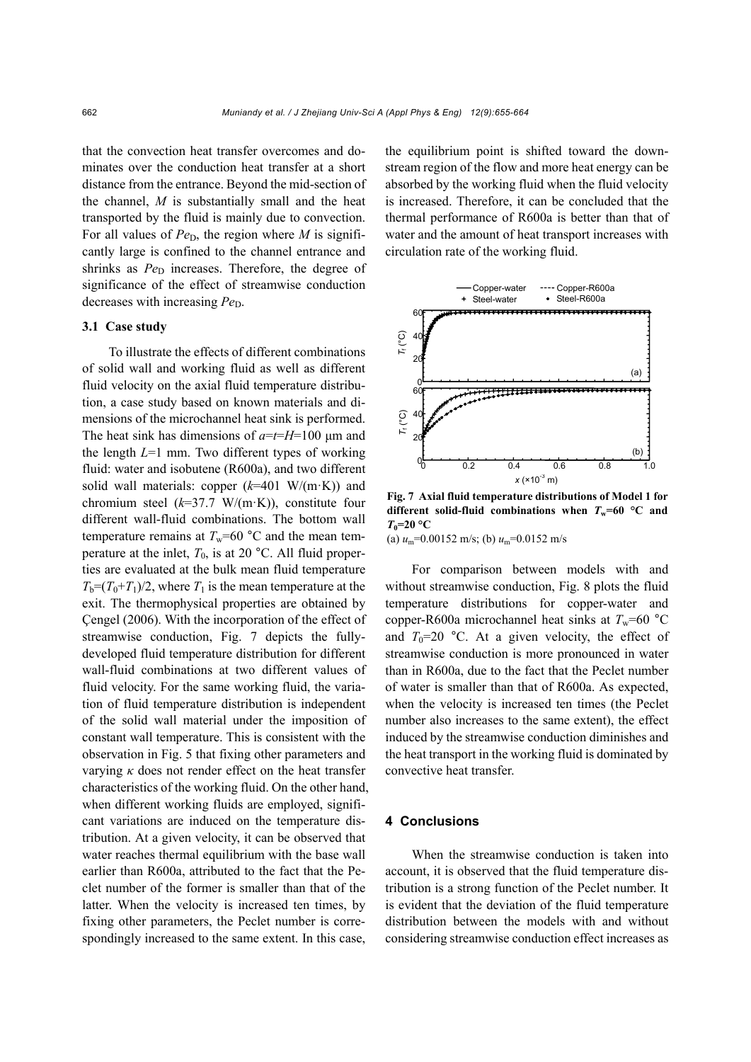that the convection heat transfer overcomes and dominates over the conduction heat transfer at a short distance from the entrance. Beyond the mid-section of the channel, $M$ is substantially small and the heat transported by the fluid is mainly due to convection. For all values of $Pe_D$, the region where $M$ is significantly large is confined to the channel entrance and shrinks as $Pe_D$ increases. Therefore, the degree of significance of the effect of streamwise conduction decreases with increasing $Pe_D$.

### 3.1 Case study

To illustrate the effects of different combinations of solid wall and working fluid as well as different fluid velocity on the axial fluid temperature distribution, a case study based on known materials and dimensions of the microchannel heat sink is performed. The heat sink has dimensions of $a$=$t$=$H$=100 μm and the length $L$=1 mm. Two different types of working fluid: water and isobutene (R600a), and two different solid wall materials: copper ($k$=401 W/(m·K)) and chromium steel ($k$=37.7 W/(m·K)), constitute four different wall-fluid combinations. The bottom wall temperature remains at $T_w$=60 °C and the mean temperature at the inlet, $T_0$, is at 20 °C. All fluid properties are evaluated at the bulk mean fluid temperature $T_b$=($T_0$+$T_1$)/2, where $T_1$ is the mean temperature at the exit. The thermophysical properties are obtained by Çengel (2006). With the incorporation of the effect of streamwise conduction, Fig. 7 depicts the fully-developed fluid temperature distribution for different wall-fluid combinations at two different values of fluid velocity. For the same working fluid, the variation of fluid temperature distribution is independent of the solid wall material under the imposition of constant wall temperature. This is consistent with the observation in Fig. 5 that fixing other parameters and varying $\kappa$ does not render effect on the heat transfer characteristics of the working fluid. On the other hand, when different working fluids are employed, significant variations are induced on the temperature distribution. At a given velocity, it can be observed that water reaches thermal equilibrium with the base wall earlier than R600a, attributed to the fact that the Peclet number of the former is smaller than that of the latter. When the velocity is increased ten times, by fixing other parameters, the Peclet number is correspondingly increased to the same extent. In this case, the equilibrium point is shifted toward the downstream region of the flow and more heat energy can be absorbed by the working fluid when the fluid velocity is increased. Therefore, it can be concluded that the thermal performance of R600a is better than that of water and the amount of heat transport increases with circulation rate of the working fluid.

**Fig. 7 Axial fluid temperature distributions of Model 1 for different solid-fluid combinations when $T_w$=60 °C and $T_0$=20 °C**

(a) $u_m$=0.00152 m/s; (b) $u_m$=0.0152 m/s

For comparison between models with and without streamwise conduction, Fig. 8 plots the fluid temperature distributions for copper-water and copper-R600a microchannel heat sinks at $T_w$=60 °C and $T_0$=20 °C. At a given velocity, the effect of streamwise conduction is more pronounced in water than in R600a, due to the fact that the Peclet number of water is smaller than that of R600a. As expected, when the velocity is increased ten times (the Peclet number also increases to the same extent), the effect induced by the streamwise conduction diminishes and the heat transport in the working fluid is dominated by convective heat transfer.

## 4 Conclusions

When the streamwise conduction is taken into account, it is observed that the fluid temperature distribution is a strong function of the Peclet number. It is evident that the deviation of the fluid temperature distribution between the models with and without considering streamwise conduction effect increases as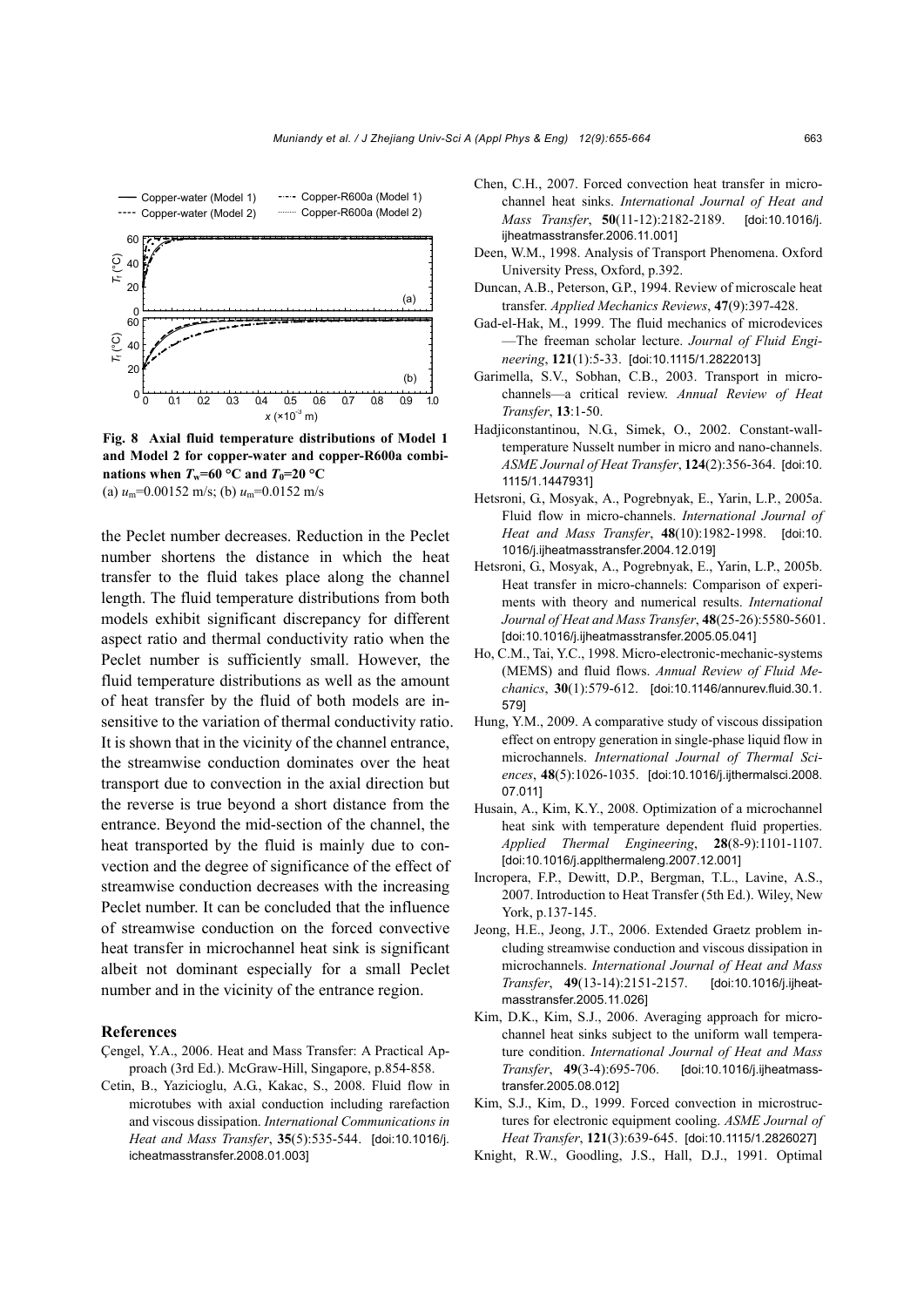**Fig. 8 Axial fluid temperature distributions of Model 1 and Model 2 for copper-water and copper-R600a combinations when $T_w$=60 °C and $T_0$=20 °C**
(a) $u_m$=0.00152 m/s; (b) $u_m$=0.0152 m/s

the Peclet number decreases. Reduction in the Peclet number shortens the distance in which the heat transfer to the fluid takes place along the channel length. The fluid temperature distributions from both models exhibit significant discrepancy for different aspect ratio and thermal conductivity ratio when the Peclet number is sufficiently small. However, the fluid temperature distributions as well as the amount of heat transfer by the fluid of both models are insensitive to the variation of thermal conductivity ratio. It is shown that in the vicinity of the channel entrance, the streamwise conduction dominates over the heat transport due to convection in the axial direction but the reverse is true beyond a short distance from the entrance. Beyond the mid-section of the channel, the heat transported by the fluid is mainly due to convection and the degree of significance of the effect of streamwise conduction decreases with the increasing Peclet number. It can be concluded that the influence of streamwise conduction on the forced convective heat transfer in microchannel heat sink is significant albeit not dominant especially for a small Peclet number and in the vicinity of the entrance region.

## References

Çengel, Y.A., 2006. Heat and Mass Transfer: A Practical Approach (3rd Ed.). McGraw-Hill, Singapore, p.854-858.

Cetin, B., Yazicioglu, A.G., Kakac, S., 2008. Fluid flow in microtubes with axial conduction including rarefaction and viscous dissipation. *International Communications in Heat and Mass Transfer*, **35**(5):535-544. [doi:10.1016/j.icheatmasstransfer.2008.01.003]

Chen, C.H., 2007. Forced convection heat transfer in microchannel heat sinks. *International Journal of Heat and Mass Transfer*, **50**(11-12):2182-2189. [doi:10.1016/j.ijheatmasstransfer.2006.11.001]

Deen, W.M., 1998. Analysis of Transport Phenomena. Oxford University Press, Oxford, p.392.

Duncan, A.B., Peterson, G.P., 1994. Review of microscale heat transfer. *Applied Mechanics Reviews*, **47**(9):397-428.

Gad-el-Hak, M., 1999. The fluid mechanics of microdevices—The freeman scholar lecture. *Journal of Fluid Engineering*, **121**(1):5-33. [doi:10.1115/1.2822013]

Garimella, S.V., Sobhan, C.B., 2003. Transport in microchannels—a critical review. *Annual Review of Heat Transfer*, **13**:1-50.

Hadjiconstantinou, N.G., Simek, O., 2002. Constant-wall-temperature Nusselt number in micro and nano-channels. *ASME Journal of Heat Transfer*, **124**(2):356-364. [doi:10.1115/1.1447931]

Hetsroni, G., Mosyak, A., Pogrebnyak, E., Yarin, L.P., 2005a. Fluid flow in micro-channels. *International Journal of Heat and Mass Transfer*, **48**(10):1982-1998. [doi:10.1016/j.ijheatmasstransfer.2004.12.019]

Hetsroni, G., Mosyak, A., Pogrebnyak, E., Yarin, L.P., 2005b. Heat transfer in micro-channels: Comparison of experiments with theory and numerical results. *International Journal of Heat and Mass Transfer*, **48**(25-26):5580-5601. [doi:10.1016/j.ijheatmasstransfer.2005.05.041]

Ho, C.M., Tai, Y.C., 1998. Micro-electronic-mechanic-systems (MEMS) and fluid flows. *Annual Review of Fluid Mechanics*, **30**(1):579-612. [doi:10.1146/annurev.fluid.30.1.579]

Hung, Y.M., 2009. A comparative study of viscous dissipation effect on entropy generation in single-phase liquid flow in microchannels. *International Journal of Thermal Sciences*, **48**(5):1026-1035. [doi:10.1016/j.ijthermalsci.2008.07.011]

Husain, A., Kim, K.Y., 2008. Optimization of a microchannel heat sink with temperature dependent fluid properties. *Applied Thermal Engineering*, **28**(8-9):1101-1107. [doi:10.1016/j.applthermaleng.2007.12.001]

Incropera, F.P., Dewitt, D.P., Bergman, T.L., Lavine, A.S., 2007. Introduction to Heat Transfer (5th Ed.). Wiley, New York, p.137-145.

Jeong, H.E., Jeong, J.T., 2006. Extended Graetz problem including streamwise conduction and viscous dissipation in microchannels. *International Journal of Heat and Mass Transfer*, **49**(13-14):2151-2157. [doi:10.1016/j.ijheatmasstransfer.2005.11.026]

Kim, D.K., Kim, S.J., 2006. Averaging approach for microchannel heat sinks subject to the uniform wall temperature condition. *International Journal of Heat and Mass Transfer*, **49**(3-4):695-706. [doi:10.1016/j.ijheatmasstransfer.2005.08.012]

Kim, S.J., Kim, D., 1999. Forced convection in microstructures for electronic equipment cooling. *ASME Journal of Heat Transfer*, **121**(3):639-645. [doi:10.1115/1.2826027]

Knight, R.W., Goodling, J.S., Hall, D.J., 1991. Optimal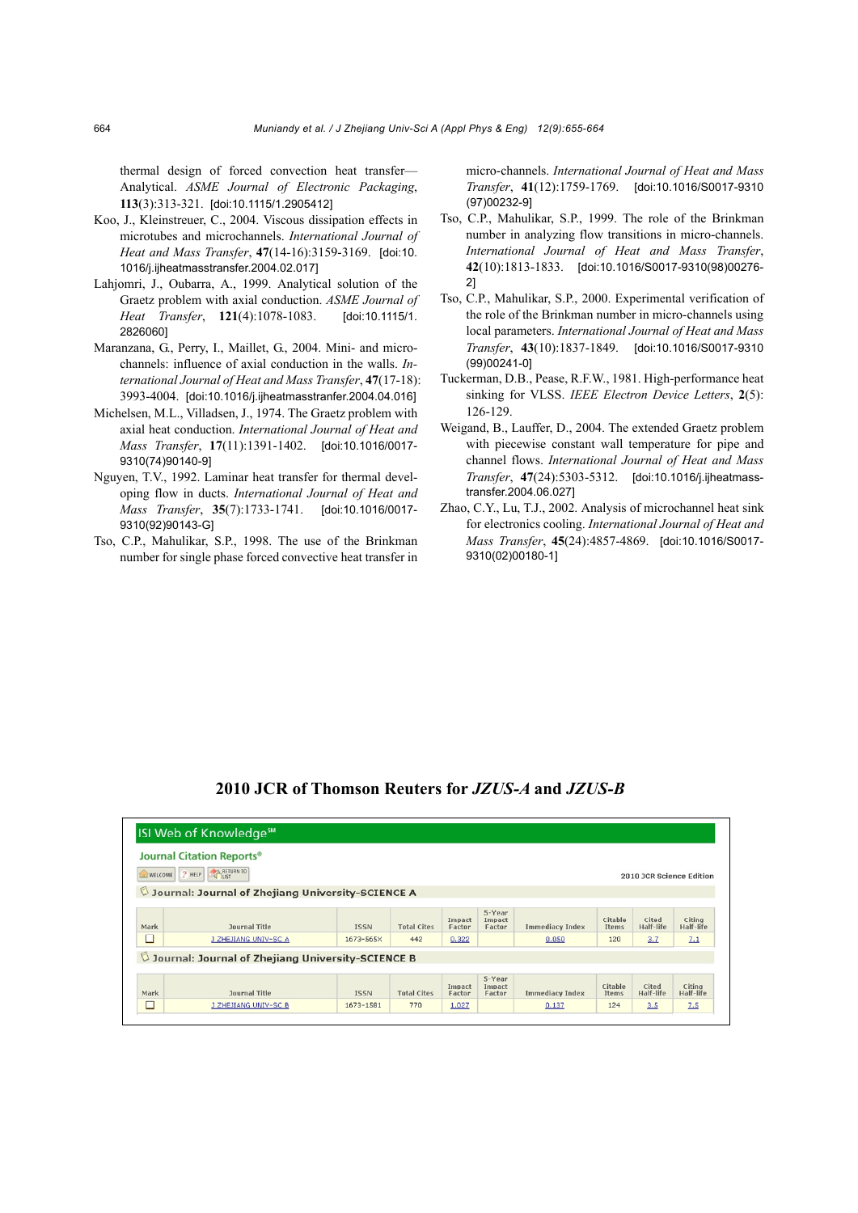thermal design of forced convection heat transfer—Analytical. *ASME Journal of Electronic Packaging*, **113**(3):313-321. [doi:10.1115/1.2905412]

Koo, J., Kleinstreuer, C., 2004. Viscous dissipation effects in microtubes and microchannels. *International Journal of Heat and Mass Transfer*, **47**(14-16):3159-3169. [doi:10.1016/j.ijheatmasstransfer.2004.02.017]

Lahjomri, J., Oubarra, A., 1999. Analytical solution of the Graetz problem with axial conduction. *ASME Journal of Heat Transfer*, **121**(4):1078-1083. [doi:10.1115/1.2826060]

Maranzana, G., Perry, I., Maillet, G., 2004. Mini- and micro-channels: influence of axial conduction in the walls. *International Journal of Heat and Mass Transfer*, **47**(17-18):3993-4004. [doi:10.1016/j.ijheatmasstranfer.2004.04.016]

Michelsen, M.L., Villadsen, J., 1974. The Graetz problem with axial heat conduction. *International Journal of Heat and Mass Transfer*, **17**(11):1391-1402. [doi:10.1016/0017-9310(74)90140-9]

Nguyen, T.V., 1992. Laminar heat transfer for thermal developing flow in ducts. *International Journal of Heat and Mass Transfer*, **35**(7):1733-1741. [doi:10.1016/0017-9310(92)90143-G]

Tso, C.P., Mahulikar, S.P., 1998. The use of the Brinkman number for single phase forced convective heat transfer in micro-channels. *International Journal of Heat and Mass Transfer*, **41**(12):1759-1769. [doi:10.1016/S0017-9310(97)00232-9]

Tso, C.P., Mahulikar, S.P., 1999. The role of the Brinkman number in analyzing flow transitions in micro-channels. *International Journal of Heat and Mass Transfer*, **42**(10):1813-1833. [doi:10.1016/S0017-9310(98)00276-2]

Tso, C.P., Mahulikar, S.P., 2000. Experimental verification of the role of the Brinkman number in micro-channels using local parameters. *International Journal of Heat and Mass Transfer*, **43**(10):1837-1849. [doi:10.1016/S0017-9310(99)00241-0]

Tuckerman, D.B., Pease, R.F.W., 1981. High-performance heat sinking for VLSS. *IEEE Electron Device Letters*, **2**(5):126-129.

Weigand, B., Lauffer, D., 2004. The extended Graetz problem with piecewise constant wall temperature for pipe and channel flows. *International Journal of Heat and Mass Transfer*, **47**(24):5303-5312. [doi:10.1016/j.ijheatmass-transfer.2004.06.027]

Zhao, C.Y., Lu, T.J., 2002. Analysis of microchannel heat sink for electronics cooling. *International Journal of Heat and Mass Transfer*, **45**(24):4857-4869. [doi:10.1016/S0017-9310(02)00180-1]

## 2010 JCR of Thomson Reuters for *JZUS-A* and *JZUS-B*

ISI Web of Knowledge℠

Journal Citation Reports®

2010 JCR Science Edition

Journal: Journal of Zhejiang University-SCIENCE A

| Mark | Journal Title | ISSN | Total Cites | Impact Factor | 5-Year Impact Factor | Immediacy Index | Citable Items | Cited Half-life | Citing Half-life |
|---|---|---|---|---|---|---|---|---|---|
| ☐ | J ZHEJIANG UNIV-SC A | 1673-565X | 442 | 0.322 | | 0.050 | 120 | 3.7 | 7.1 |

Journal: Journal of Zhejiang University-SCIENCE B

| Mark | Journal Title | ISSN | Total Cites | Impact Factor | 5-Year Impact Factor | Immediacy Index | Citable Items | Cited Half-life | Citing Half-life |
|---|---|---|---|---|---|---|---|---|---|
| ☐ | J ZHEJIANG UNIV-SC B | 1673-1581 | 770 | 1.027 | | 0.137 | 124 | 3.5 | 7.5 |